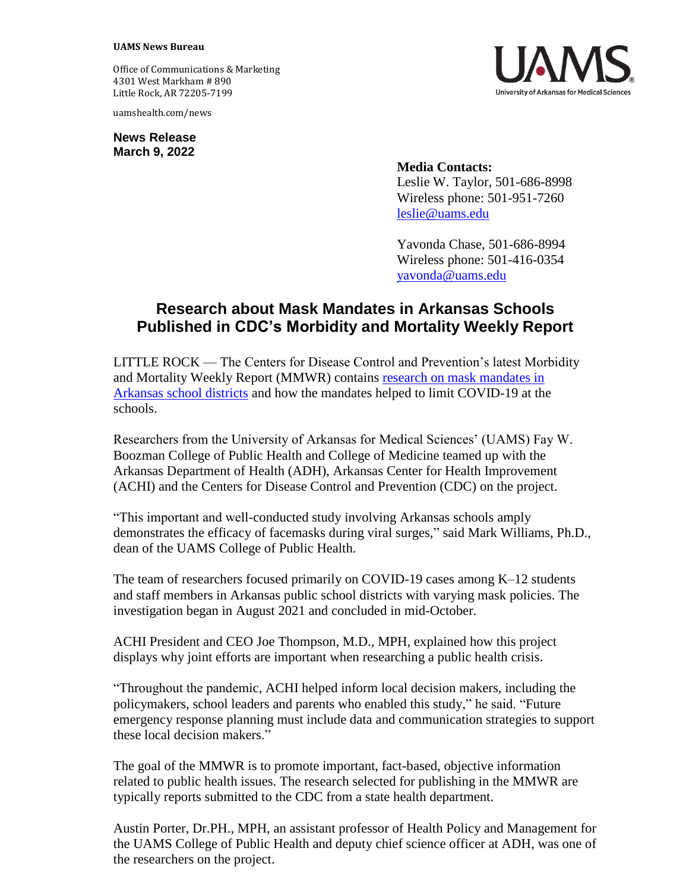**UAMS News Bureau**

Office of Communications & Marketing
4301 West Markham # 890
Little Rock, AR 72205-7199

uamshealth.com/news

**News Release**
**March 9, 2022**

**Media Contacts:**
Leslie W. Taylor, 501-686-8998
Wireless phone: 501-951-7260
leslie@uams.edu

Yavonda Chase, 501-686-8994
Wireless phone: 501-416-0354
yavonda@uams.edu

# Research about Mask Mandates in Arkansas Schools Published in CDC's Morbidity and Mortality Weekly Report

LITTLE ROCK — The Centers for Disease Control and Prevention's latest Morbidity and Mortality Weekly Report (MMWR) contains research on mask mandates in Arkansas school districts and how the mandates helped to limit COVID-19 at the schools.

Researchers from the University of Arkansas for Medical Sciences' (UAMS) Fay W. Boozman College of Public Health and College of Medicine teamed up with the Arkansas Department of Health (ADH), Arkansas Center for Health Improvement (ACHI) and the Centers for Disease Control and Prevention (CDC) on the project.

"This important and well-conducted study involving Arkansas schools amply demonstrates the efficacy of facemasks during viral surges," said Mark Williams, Ph.D., dean of the UAMS College of Public Health.

The team of researchers focused primarily on COVID-19 cases among K–12 students and staff members in Arkansas public school districts with varying mask policies. The investigation began in August 2021 and concluded in mid-October.

ACHI President and CEO Joe Thompson, M.D., MPH, explained how this project displays why joint efforts are important when researching a public health crisis.

"Throughout the pandemic, ACHI helped inform local decision makers, including the policymakers, school leaders and parents who enabled this study," he said. "Future emergency response planning must include data and communication strategies to support these local decision makers."

The goal of the MMWR is to promote important, fact-based, objective information related to public health issues. The research selected for publishing in the MMWR are typically reports submitted to the CDC from a state health department.

Austin Porter, Dr.PH., MPH, an assistant professor of Health Policy and Management for the UAMS College of Public Health and deputy chief science officer at ADH, was one of the researchers on the project.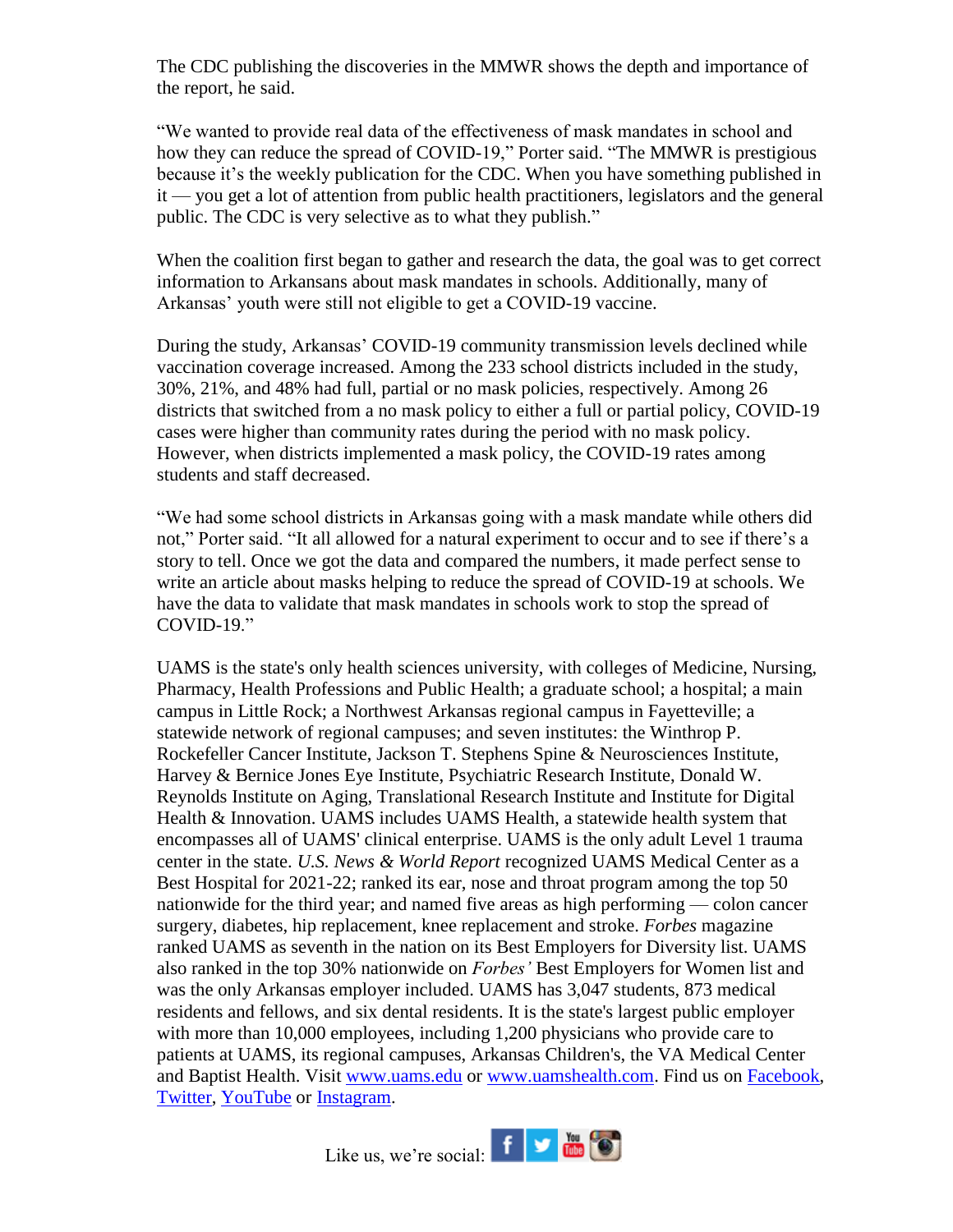The CDC publishing the discoveries in the MMWR shows the depth and importance of the report, he said.

"We wanted to provide real data of the effectiveness of mask mandates in school and how they can reduce the spread of COVID-19," Porter said. "The MMWR is prestigious because it's the weekly publication for the CDC. When you have something published in it — you get a lot of attention from public health practitioners, legislators and the general public. The CDC is very selective as to what they publish."

When the coalition first began to gather and research the data, the goal was to get correct information to Arkansans about mask mandates in schools. Additionally, many of Arkansas' youth were still not eligible to get a COVID-19 vaccine.

During the study, Arkansas' COVID-19 community transmission levels declined while vaccination coverage increased. Among the 233 school districts included in the study, 30%, 21%, and 48% had full, partial or no mask policies, respectively. Among 26 districts that switched from a no mask policy to either a full or partial policy, COVID-19 cases were higher than community rates during the period with no mask policy. However, when districts implemented a mask policy, the COVID-19 rates among students and staff decreased.

"We had some school districts in Arkansas going with a mask mandate while others did not," Porter said. "It all allowed for a natural experiment to occur and to see if there's a story to tell. Once we got the data and compared the numbers, it made perfect sense to write an article about masks helping to reduce the spread of COVID-19 at schools. We have the data to validate that mask mandates in schools work to stop the spread of COVID-19."

UAMS is the state's only health sciences university, with colleges of Medicine, Nursing, Pharmacy, Health Professions and Public Health; a graduate school; a hospital; a main campus in Little Rock; a Northwest Arkansas regional campus in Fayetteville; a statewide network of regional campuses; and seven institutes: the Winthrop P. Rockefeller Cancer Institute, Jackson T. Stephens Spine & Neurosciences Institute, Harvey & Bernice Jones Eye Institute, Psychiatric Research Institute, Donald W. Reynolds Institute on Aging, Translational Research Institute and Institute for Digital Health & Innovation. UAMS includes UAMS Health, a statewide health system that encompasses all of UAMS' clinical enterprise. UAMS is the only adult Level 1 trauma center in the state. *U.S. News & World Report* recognized UAMS Medical Center as a Best Hospital for 2021-22; ranked its ear, nose and throat program among the top 50 nationwide for the third year; and named five areas as high performing — colon cancer surgery, diabetes, hip replacement, knee replacement and stroke. *Forbes* magazine ranked UAMS as seventh in the nation on its Best Employers for Diversity list. UAMS also ranked in the top 30% nationwide on *Forbes'* Best Employers for Women list and was the only Arkansas employer included. UAMS has 3,047 students, 873 medical residents and fellows, and six dental residents. It is the state's largest public employer with more than 10,000 employees, including 1,200 physicians who provide care to patients at UAMS, its regional campuses, Arkansas Children's, the VA Medical Center and Baptist Health. Visit [www.uams.edu](www.uams.edu) or [www.uamshealth.com](www.uamshealth.com). Find us on [Facebook](), [Twitter](), [YouTube]() or [Instagram]().

Like us, we're social: